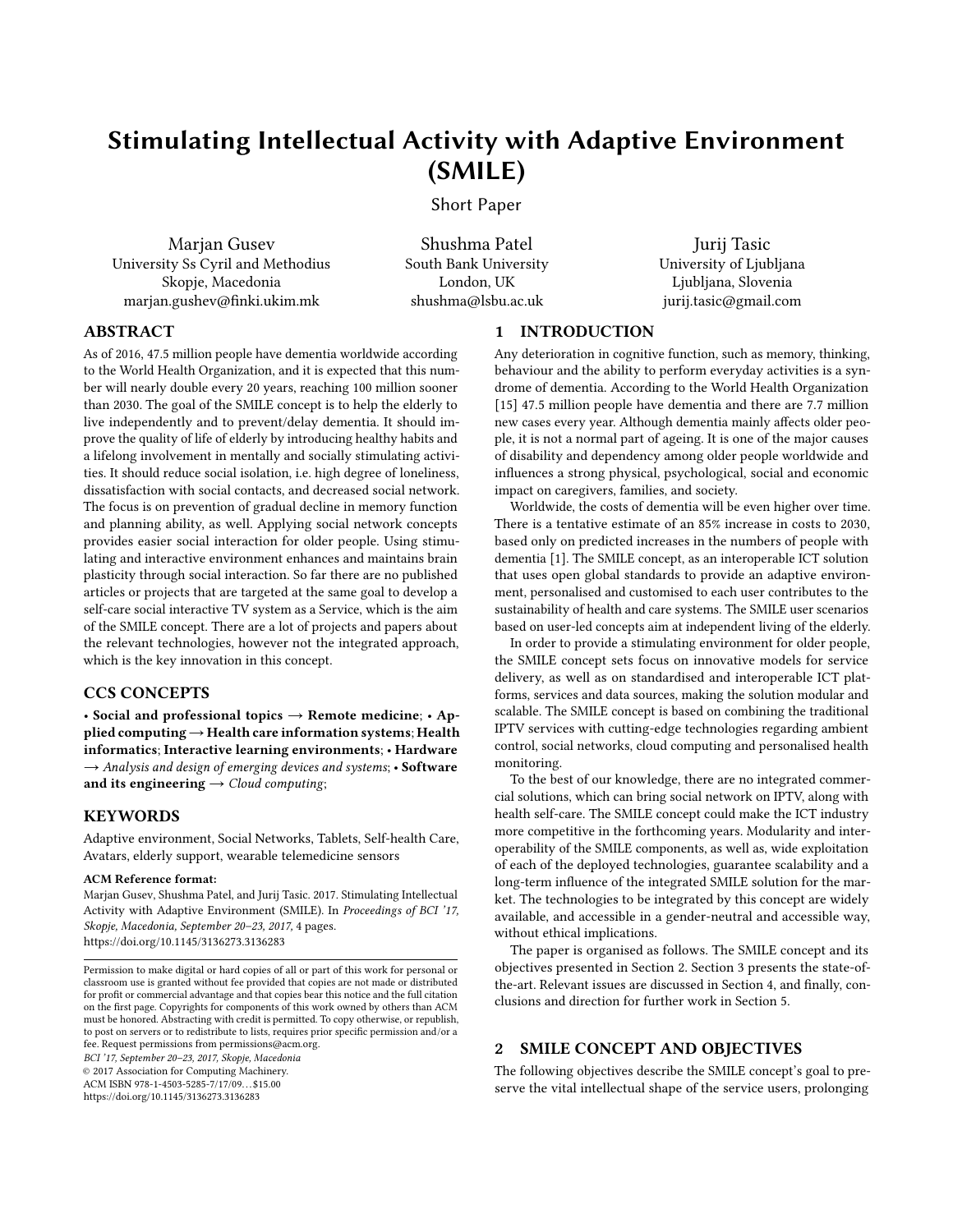# Stimulating Intellectual Activity with Adaptive Environment (SMILE)

Short Paper

Marjan Gusev
University Ss Cyril and Methodius
Skopje, Macedonia
marjan.gushev@finki.ukim.mk

Shushma Patel
South Bank University
London, UK
shushma@lsbu.ac.uk

Jurij Tasic
University of Ljubljana
Ljubljana, Slovenia
jurij.tasic@gmail.com

## ABSTRACT

As of 2016, 47.5 million people have dementia worldwide according to the World Health Organization, and it is expected that this number will nearly double every 20 years, reaching 100 million sooner than 2030. The goal of the SMILE concept is to help the elderly to live independently and to prevent/delay dementia. It should improve the quality of life of elderly by introducing healthy habits and a lifelong involvement in mentally and socially stimulating activities. It should reduce social isolation, i.e. high degree of loneliness, dissatisfaction with social contacts, and decreased social network. The focus is on prevention of gradual decline in memory function and planning ability, as well. Applying social network concepts provides easier social interaction for older people. Using stimulating and interactive environment enhances and maintains brain plasticity through social interaction. So far there are no published articles or projects that are targeted at the same goal to develop a self-care social interactive TV system as a Service, which is the aim of the SMILE concept. There are a lot of projects and papers about the relevant technologies, however not the integrated approach, which is the key innovation in this concept.

## CCS CONCEPTS

• **Social and professional topics → Remote medicine**; • **Applied computing → Health care information systems**; **Health informatics**; **Interactive learning environments**; • **Hardware** → *Analysis and design of emerging devices and systems*; • **Software and its engineering** → *Cloud computing*;

## KEYWORDS

Adaptive environment, Social Networks, Tablets, Self-health Care, Avatars, elderly support, wearable telemedicine sensors

**ACM Reference format:**
Marjan Gusev, Shushma Patel, and Jurij Tasic. 2017. Stimulating Intellectual Activity with Adaptive Environment (SMILE). In *Proceedings of BCI '17, Skopje, Macedonia, September 20–23, 2017*, 4 pages.
https://doi.org/10.1145/3136273.3136283

Permission to make digital or hard copies of all or part of this work for personal or classroom use is granted without fee provided that copies are not made or distributed for profit or commercial advantage and that copies bear this notice and the full citation on the first page. Copyrights for components of this work owned by others than ACM must be honored. Abstracting with credit is permitted. To copy otherwise, or republish, to post on servers or to redistribute to lists, requires prior specific permission and/or a fee. Request permissions from permissions@acm.org.
*BCI '17, September 20–23, 2017, Skopje, Macedonia*
© 2017 Association for Computing Machinery.
ACM ISBN 978-1-4503-5285-7/17/09...$15.00
https://doi.org/10.1145/3136273.3136283

## 1 INTRODUCTION

Any deterioration in cognitive function, such as memory, thinking, behaviour and the ability to perform everyday activities is a syndrome of dementia. According to the World Health Organization [15] 47.5 million people have dementia and there are 7.7 million new cases every year. Although dementia mainly affects older people, it is not a normal part of ageing. It is one of the major causes of disability and dependency among older people worldwide and influences a strong physical, psychological, social and economic impact on caregivers, families, and society.

Worldwide, the costs of dementia will be even higher over time. There is a tentative estimate of an 85% increase in costs to 2030, based only on predicted increases in the numbers of people with dementia [1]. The SMILE concept, as an interoperable ICT solution that uses open global standards to provide an adaptive environment, personalised and customised to each user contributes to the sustainability of health and care systems. The SMILE user scenarios based on user-led concepts aim at independent living of the elderly.

In order to provide a stimulating environment for older people, the SMILE concept sets focus on innovative models for service delivery, as well as on standardised and interoperable ICT platforms, services and data sources, making the solution modular and scalable. The SMILE concept is based on combining the traditional IPTV services with cutting-edge technologies regarding ambient control, social networks, cloud computing and personalised health monitoring.

To the best of our knowledge, there are no integrated commercial solutions, which can bring social network on IPTV, along with health self-care. The SMILE concept could make the ICT industry more competitive in the forthcoming years. Modularity and interoperability of the SMILE components, as well as, wide exploitation of each of the deployed technologies, guarantee scalability and a long-term influence of the integrated SMILE solution for the market. The technologies to be integrated by this concept are widely available, and accessible in a gender-neutral and accessible way, without ethical implications.

The paper is organised as follows. The SMILE concept and its objectives presented in Section 2. Section 3 presents the state-of-the-art. Relevant issues are discussed in Section 4, and finally, conclusions and direction for further work in Section 5.

## 2 SMILE CONCEPT AND OBJECTIVES

The following objectives describe the SMILE concept's goal to preserve the vital intellectual shape of the service users, prolonging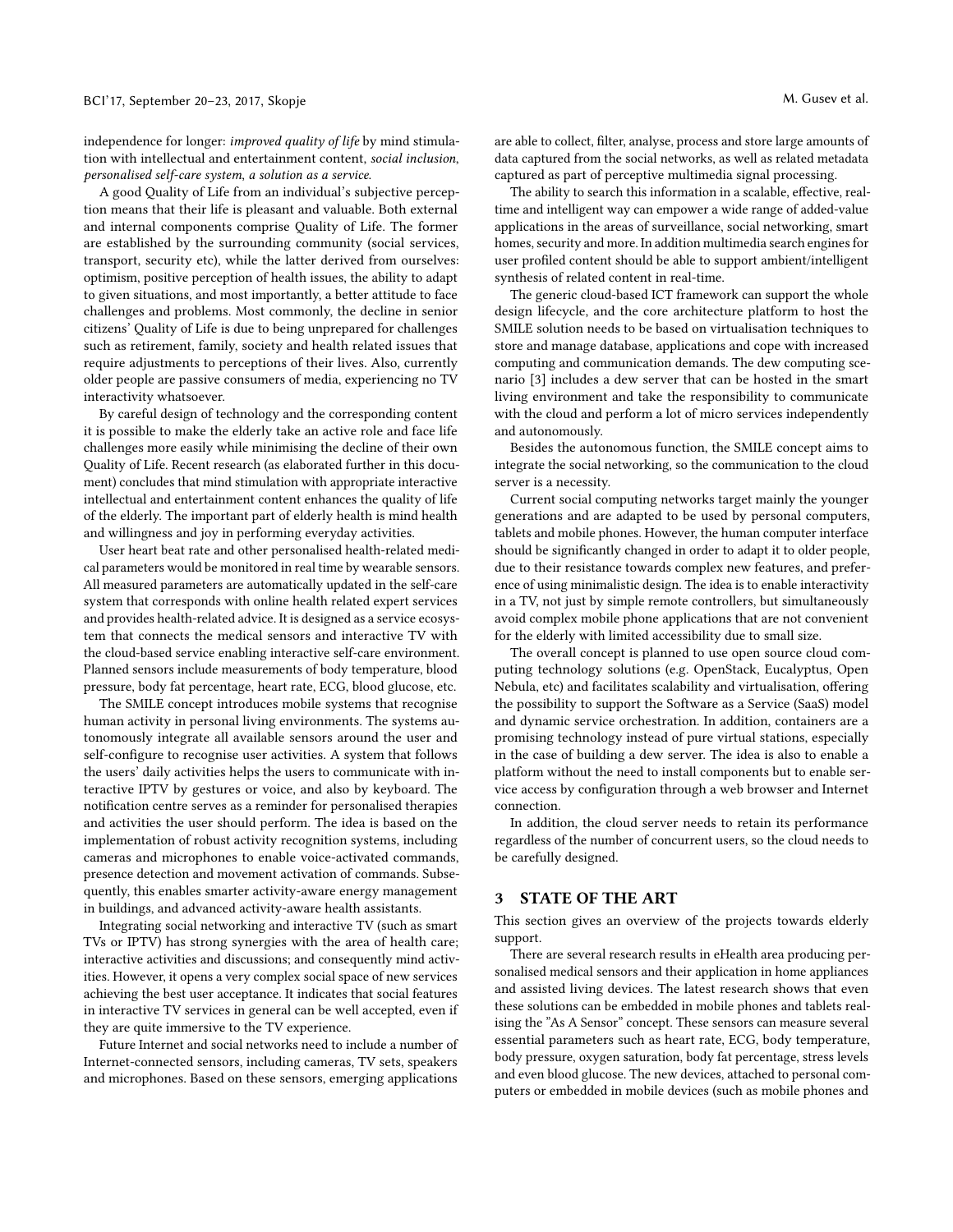independence for longer: *improved quality of life* by mind stimulation with intellectual and entertainment content, *social inclusion*, *personalised self-care system*, *a solution as a service*.

A good Quality of Life from an individual's subjective perception means that their life is pleasant and valuable. Both external and internal components comprise Quality of Life. The former are established by the surrounding community (social services, transport, security etc), while the latter derived from ourselves: optimism, positive perception of health issues, the ability to adapt to given situations, and most importantly, a better attitude to face challenges and problems. Most commonly, the decline in senior citizens' Quality of Life is due to being unprepared for challenges such as retirement, family, society and health related issues that require adjustments to perceptions of their lives. Also, currently older people are passive consumers of media, experiencing no TV interactivity whatsoever.

By careful design of technology and the corresponding content it is possible to make the elderly take an active role and face life challenges more easily while minimising the decline of their own Quality of Life. Recent research (as elaborated further in this document) concludes that mind stimulation with appropriate interactive intellectual and entertainment content enhances the quality of life of the elderly. The important part of elderly health is mind health and willingness and joy in performing everyday activities.

User heart beat rate and other personalised health-related medical parameters would be monitored in real time by wearable sensors. All measured parameters are automatically updated in the self-care system that corresponds with online health related expert services and provides health-related advice. It is designed as a service ecosystem that connects the medical sensors and interactive TV with the cloud-based service enabling interactive self-care environment. Planned sensors include measurements of body temperature, blood pressure, body fat percentage, heart rate, ECG, blood glucose, etc.

The SMILE concept introduces mobile systems that recognise human activity in personal living environments. The systems autonomously integrate all available sensors around the user and self-configure to recognise user activities. A system that follows the users' daily activities helps the users to communicate with interactive IPTV by gestures or voice, and also by keyboard. The notification centre serves as a reminder for personalised therapies and activities the user should perform. The idea is based on the implementation of robust activity recognition systems, including cameras and microphones to enable voice-activated commands, presence detection and movement activation of commands. Subsequently, this enables smarter activity-aware energy management in buildings, and advanced activity-aware health assistants.

Integrating social networking and interactive TV (such as smart TVs or IPTV) has strong synergies with the area of health care; interactive activities and discussions; and consequently mind activities. However, it opens a very complex social space of new services achieving the best user acceptance. It indicates that social features in interactive TV services in general can be well accepted, even if they are quite immersive to the TV experience.

Future Internet and social networks need to include a number of Internet-connected sensors, including cameras, TV sets, speakers and microphones. Based on these sensors, emerging applications are able to collect, filter, analyse, process and store large amounts of data captured from the social networks, as well as related metadata captured as part of perceptive multimedia signal processing.

The ability to search this information in a scalable, effective, real-time and intelligent way can empower a wide range of added-value applications in the areas of surveillance, social networking, smart homes, security and more. In addition multimedia search engines for user profiled content should be able to support ambient/intelligent synthesis of related content in real-time.

The generic cloud-based ICT framework can support the whole design lifecycle, and the core architecture platform to host the SMILE solution needs to be based on virtualisation techniques to store and manage database, applications and cope with increased computing and communication demands. The dew computing scenario [3] includes a dew server that can be hosted in the smart living environment and take the responsibility to communicate with the cloud and perform a lot of micro services independently and autonomously.

Besides the autonomous function, the SMILE concept aims to integrate the social networking, so the communication to the cloud server is a necessity.

Current social computing networks target mainly the younger generations and are adapted to be used by personal computers, tablets and mobile phones. However, the human computer interface should be significantly changed in order to adapt it to older people, due to their resistance towards complex new features, and preference of using minimalistic design. The idea is to enable interactivity in a TV, not just by simple remote controllers, but simultaneously avoid complex mobile phone applications that are not convenient for the elderly with limited accessibility due to small size.

The overall concept is planned to use open source cloud computing technology solutions (e.g. OpenStack, Eucalyptus, Open Nebula, etc) and facilitates scalability and virtualisation, offering the possibility to support the Software as a Service (SaaS) model and dynamic service orchestration. In addition, containers are a promising technology instead of pure virtual stations, especially in the case of building a dew server. The idea is also to enable a platform without the need to install components but to enable service access by configuration through a web browser and Internet connection.

In addition, the cloud server needs to retain its performance regardless of the number of concurrent users, so the cloud needs to be carefully designed.

## 3 STATE OF THE ART

This section gives an overview of the projects towards elderly support.

There are several research results in eHealth area producing personalised medical sensors and their application in home appliances and assisted living devices. The latest research shows that even these solutions can be embedded in mobile phones and tablets realising the "As A Sensor" concept. These sensors can measure several essential parameters such as heart rate, ECG, body temperature, body pressure, oxygen saturation, body fat percentage, stress levels and even blood glucose. The new devices, attached to personal computers or embedded in mobile devices (such as mobile phones and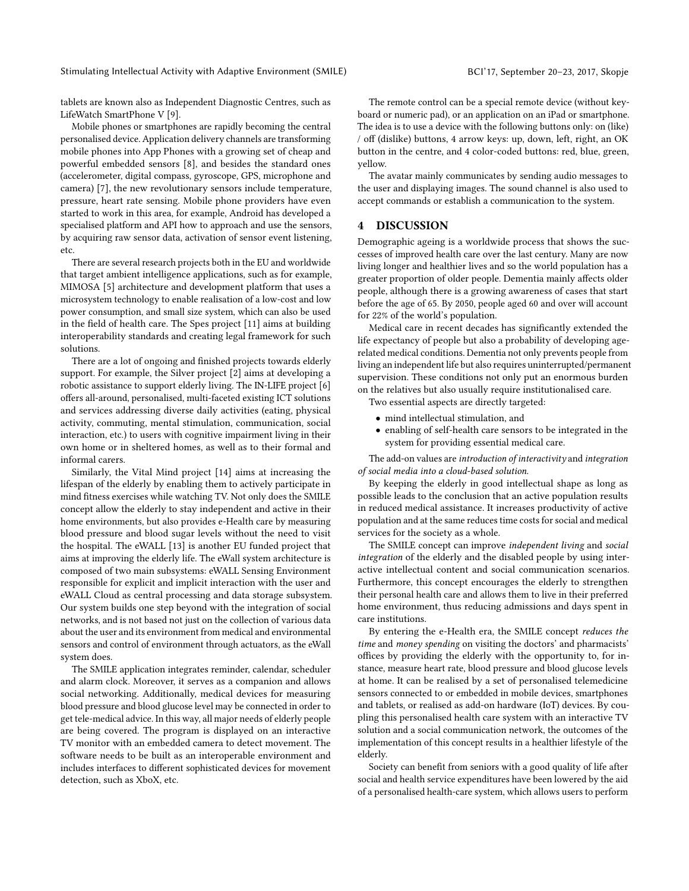tablets are known also as Independent Diagnostic Centres, such as LifeWatch SmartPhone V [9].

Mobile phones or smartphones are rapidly becoming the central personalised device. Application delivery channels are transforming mobile phones into App Phones with a growing set of cheap and powerful embedded sensors [8], and besides the standard ones (accelerometer, digital compass, gyroscope, GPS, microphone and camera) [7], the new revolutionary sensors include temperature, pressure, heart rate sensing. Mobile phone providers have even started to work in this area, for example, Android has developed a specialised platform and API how to approach and use the sensors, by acquiring raw sensor data, activation of sensor event listening, etc.

There are several research projects both in the EU and worldwide that target ambient intelligence applications, such as for example, MIMOSA [5] architecture and development platform that uses a microsystem technology to enable realisation of a low-cost and low power consumption, and small size system, which can also be used in the field of health care. The Spes project [11] aims at building interoperability standards and creating legal framework for such solutions.

There are a lot of ongoing and finished projects towards elderly support. For example, the Silver project [2] aims at developing a robotic assistance to support elderly living. The IN-LIFE project [6] offers all-around, personalised, multi-faceted existing ICT solutions and services addressing diverse daily activities (eating, physical activity, commuting, mental stimulation, communication, social interaction, etc.) to users with cognitive impairment living in their own home or in sheltered homes, as well as to their formal and informal carers.

Similarly, the Vital Mind project [14] aims at increasing the lifespan of the elderly by enabling them to actively participate in mind fitness exercises while watching TV. Not only does the SMILE concept allow the elderly to stay independent and active in their home environments, but also provides e-Health care by measuring blood pressure and blood sugar levels without the need to visit the hospital. The eWALL [13] is another EU funded project that aims at improving the elderly life. The eWall system architecture is composed of two main subsystems: eWALL Sensing Environment responsible for explicit and implicit interaction with the user and eWALL Cloud as central processing and data storage subsystem. Our system builds one step beyond with the integration of social networks, and is not based not just on the collection of various data about the user and its environment from medical and environmental sensors and control of environment through actuators, as the eWall system does.

The SMILE application integrates reminder, calendar, scheduler and alarm clock. Moreover, it serves as a companion and allows social networking. Additionally, medical devices for measuring blood pressure and blood glucose level may be connected in order to get tele-medical advice. In this way, all major needs of elderly people are being covered. The program is displayed on an interactive TV monitor with an embedded camera to detect movement. The software needs to be built as an interoperable environment and includes interfaces to different sophisticated devices for movement detection, such as XboX, etc.

The remote control can be a special remote device (without keyboard or numeric pad), or an application on an iPad or smartphone. The idea is to use a device with the following buttons only: on (like) / off (dislike) buttons, 4 arrow keys: up, down, left, right, an OK button in the centre, and 4 color-coded buttons: red, blue, green, yellow.

The avatar mainly communicates by sending audio messages to the user and displaying images. The sound channel is also used to accept commands or establish a communication to the system.

## 4 DISCUSSION

Demographic ageing is a worldwide process that shows the successes of improved health care over the last century. Many are now living longer and healthier lives and so the world population has a greater proportion of older people. Dementia mainly affects older people, although there is a growing awareness of cases that start before the age of 65. By 2050, people aged 60 and over will account for 22% of the world's population.

Medical care in recent decades has significantly extended the life expectancy of people but also a probability of developing age-related medical conditions. Dementia not only prevents people from living an independent life but also requires uninterrupted/permanent supervision. These conditions not only put an enormous burden on the relatives but also usually require institutionalised care.

Two essential aspects are directly targeted:

- mind intellectual stimulation, and
- enabling of self-health care sensors to be integrated in the system for providing essential medical care.

The add-on values are *introduction of interactivity* and *integration of social media into a cloud-based solution.*

By keeping the elderly in good intellectual shape as long as possible leads to the conclusion that an active population results in reduced medical assistance. It increases productivity of active population and at the same reduces time costs for social and medical services for the society as a whole.

The SMILE concept can improve *independent living* and *social integration* of the elderly and the disabled people by using interactive intellectual content and social communication scenarios. Furthermore, this concept encourages the elderly to strengthen their personal health care and allows them to live in their preferred home environment, thus reducing admissions and days spent in care institutions.

By entering the e-Health era, the SMILE concept *reduces the time* and *money spending* on visiting the doctors' and pharmacists' offices by providing the elderly with the opportunity to, for instance, measure heart rate, blood pressure and blood glucose levels at home. It can be realised by a set of personalised telemedicine sensors connected to or embedded in mobile devices, smartphones and tablets, or realised as add-on hardware (IoT) devices. By coupling this personalised health care system with an interactive TV solution and a social communication network, the outcomes of the implementation of this concept results in a healthier lifestyle of the elderly.

Society can benefit from seniors with a good quality of life after social and health service expenditures have been lowered by the aid of a personalised health-care system, which allows users to perform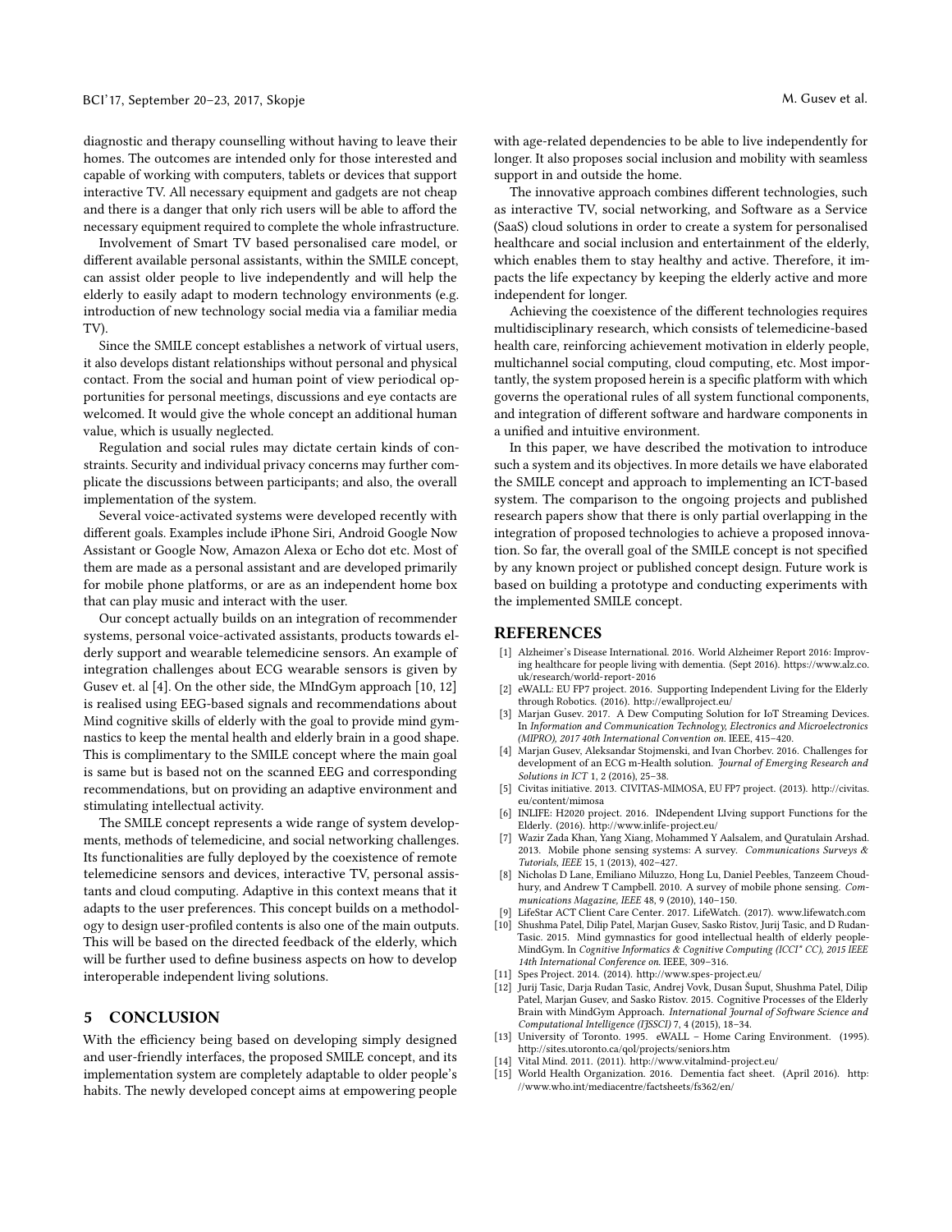diagnostic and therapy counselling without having to leave their homes. The outcomes are intended only for those interested and capable of working with computers, tablets or devices that support interactive TV. All necessary equipment and gadgets are not cheap and there is a danger that only rich users will be able to afford the necessary equipment required to complete the whole infrastructure.

Involvement of Smart TV based personalised care model, or different available personal assistants, within the SMILE concept, can assist older people to live independently and will help the elderly to easily adapt to modern technology environments (e.g. introduction of new technology social media via a familiar media TV).

Since the SMILE concept establishes a network of virtual users, it also develops distant relationships without personal and physical contact. From the social and human point of view periodical opportunities for personal meetings, discussions and eye contacts are welcomed. It would give the whole concept an additional human value, which is usually neglected.

Regulation and social rules may dictate certain kinds of constraints. Security and individual privacy concerns may further complicate the discussions between participants; and also, the overall implementation of the system.

Several voice-activated systems were developed recently with different goals. Examples include iPhone Siri, Android Google Now Assistant or Google Now, Amazon Alexa or Echo dot etc. Most of them are made as a personal assistant and are developed primarily for mobile phone platforms, or are as an independent home box that can play music and interact with the user.

Our concept actually builds on an integration of recommender systems, personal voice-activated assistants, products towards elderly support and wearable telemedicine sensors. An example of integration challenges about ECG wearable sensors is given by Gusev et. al [4]. On the other side, the MIndGym approach [10, 12] is realised using EEG-based signals and recommendations about Mind cognitive skills of elderly with the goal to provide mind gymnastics to keep the mental health and elderly brain in a good shape. This is complimentary to the SMILE concept where the main goal is same but is based not on the scanned EEG and corresponding recommendations, but on providing an adaptive environment and stimulating intellectual activity.

The SMILE concept represents a wide range of system developments, methods of telemedicine, and social networking challenges. Its functionalities are fully deployed by the coexistence of remote telemedicine sensors and devices, interactive TV, personal assistants and cloud computing. Adaptive in this context means that it adapts to the user preferences. This concept builds on a methodology to design user-profiled contents is also one of the main outputs. This will be based on the directed feedback of the elderly, which will be further used to define business aspects on how to develop interoperable independent living solutions.

## 5 CONCLUSION

With the efficiency being based on developing simply designed and user-friendly interfaces, the proposed SMILE concept, and its implementation system are completely adaptable to older people's habits. The newly developed concept aims at empowering people with age-related dependencies to be able to live independently for longer. It also proposes social inclusion and mobility with seamless support in and outside the home.

The innovative approach combines different technologies, such as interactive TV, social networking, and Software as a Service (SaaS) cloud solutions in order to create a system for personalised healthcare and social inclusion and entertainment of the elderly, which enables them to stay healthy and active. Therefore, it impacts the life expectancy by keeping the elderly active and more independent for longer.

Achieving the coexistence of the different technologies requires multidisciplinary research, which consists of telemedicine-based health care, reinforcing achievement motivation in elderly people, multichannel social computing, cloud computing, etc. Most importantly, the system proposed herein is a specific platform with which governs the operational rules of all system functional components, and integration of different software and hardware components in a unified and intuitive environment.

In this paper, we have described the motivation to introduce such a system and its objectives. In more details we have elaborated the SMILE concept and approach to implementing an ICT-based system. The comparison to the ongoing projects and published research papers show that there is only partial overlapping in the integration of proposed technologies to achieve a proposed innovation. So far, the overall goal of the SMILE concept is not specified by any known project or published concept design. Future work is based on building a prototype and conducting experiments with the implemented SMILE concept.

## REFERENCES

[1] Alzheimer's Disease International. 2016. World Alzheimer Report 2016: Improving healthcare for people living with dementia. (Sept 2016). https://www.alz.co.uk/research/world-report-2016

[2] eWALL: EU FP7 project. 2016. Supporting Independent Living for the Elderly through Robotics. (2016). http://ewallproject.eu/

[3] Marjan Gusev. 2017. A Dew Computing Solution for IoT Streaming Devices. In *Information and Communication Technology, Electronics and Microelectronics (MIPRO), 2017 40th International Convention on*. IEEE, 415–420.

[4] Marjan Gusev, Aleksandar Stojmenski, and Ivan Chorbev. 2016. Challenges for development of an ECG m-Health solution. *Journal of Emerging Research and Solutions in ICT* 1, 2 (2016), 25–38.

[5] Civitas initiative. 2013. CIVITAS-MIMOSA, EU FP7 project. (2013). http://civitas.eu/content/mimosa

[6] INLIFE: H2020 project. 2016. INdependent LIving support Functions for the Elderly. (2016). http://www.inlife-project.eu/

[7] Wazir Zada Khan, Yang Xiang, Mohammed Y Aalsalem, and Quratulain Arshad. 2013. Mobile phone sensing systems: A survey. *Communications Surveys & Tutorials, IEEE* 15, 1 (2013), 402–427.

[8] Nicholas D Lane, Emiliano Miluzzo, Hong Lu, Daniel Peebles, Tanzeem Choudhury, and Andrew T Campbell. 2010. A survey of mobile phone sensing. *Communications Magazine, IEEE* 48, 9 (2010), 140–150.

[9] LifeStar ACT Client Care Center. 2017. LifeWatch. (2017). www.lifewatch.com

[10] Shushma Patel, Dilip Patel, Marjan Gusev, Sasko Ristov, Jurij Tasic, and D Rudan-Tasic. 2015. Mind gymnastics for good intellectual health of elderly people-MindGym. In *Cognitive Informatics & Cognitive Computing (ICCI\* CC), 2015 IEEE 14th International Conference on*. IEEE, 309–316.

[11] Spes Project. 2014. (2014). http://www.spes-project.eu/

[12] Jurij Tasic, Darja Rudan Tasic, Andrej Vovk, Dusan Šuput, Shushma Patel, Dilip Patel, Marjan Gusev, and Sasko Ristov. 2015. Cognitive Processes of the Elderly Brain with MindGym Approach. *International Journal of Software Science and Computational Intelligence (IJSSCI)* 7, 4 (2015), 18–34.

[13] University of Toronto. 1995. eWALL – Home Caring Environment. (1995). http://sites.utoronto.ca/qol/projects/seniors.htm

[14] Vital Mind. 2011. (2011). http://www.vitalmind-project.eu/

[15] World Health Organization. 2016. Dementia fact sheet. (April 2016). http://www.who.int/mediacentre/factsheets/fs362/en/